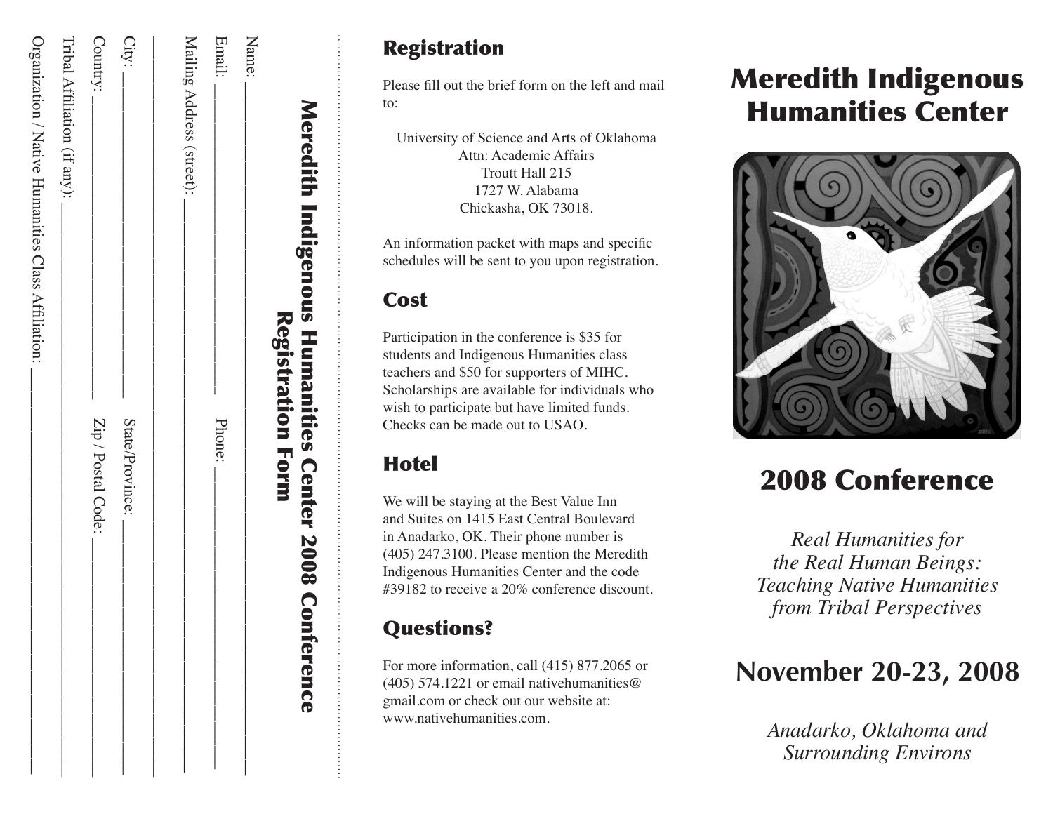## Meredith Indigenous Humanities Center 2008 Conference Registration Form

Name: ____________________

Email: ____________________ Phone: ____________________

Mailing Address (street): ____________________

____________________

City: ____________________ State/Province: ____________________

Country: ____________________ Zip / Postal Code: ____________________

Tribal Affiliation (if any): ____________________

Organization / Native Humanities Class Affiliation: ____________________

## Registration

Please fill out the brief form on the left and mail to:

University of Science and Arts of Oklahoma
Attn: Academic Affairs
Troutt Hall 215
1727 W. Alabama
Chickasha, OK 73018.

An information packet with maps and specific schedules will be sent to you upon registration.

## Cost

Participation in the conference is $35 for students and Indigenous Humanities class teachers and $50 for supporters of MIHC. Scholarships are available for individuals who wish to participate but have limited funds. Checks can be made out to USAO.

## Hotel

We will be staying at the Best Value Inn and Suites on 1415 East Central Boulevard in Anadarko, OK. Their phone number is (405) 247.3100. Please mention the Meredith Indigenous Humanities Center and the code #39182 to receive a 20% conference discount.

## Questions?

For more information, call (415) 877.2065 or (405) 574.1221 or email nativehumanities@gmail.com or check out our website at: www.nativehumanities.com.

# Meredith Indigenous Humanities Center

## 2008 Conference

*Real Humanities for the Real Human Beings: Teaching Native Humanities from Tribal Perspectives*

## November 20-23, 2008

*Anadarko, Oklahoma and Surrounding Environs*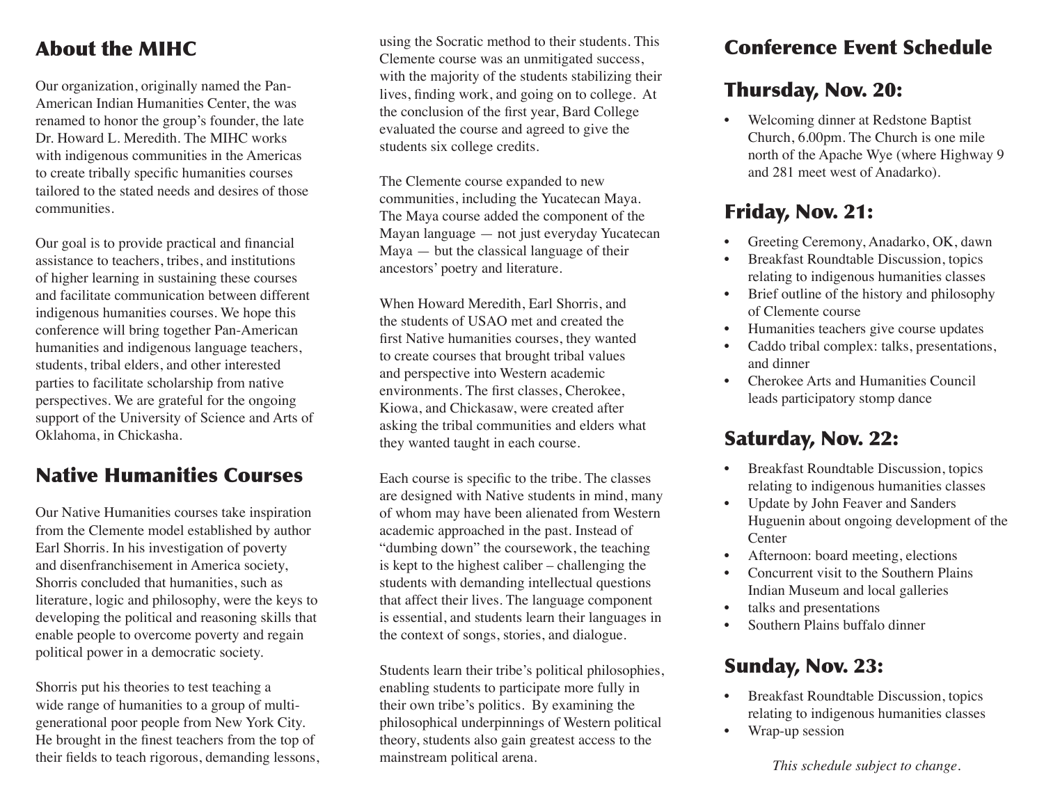## About the MIHC

Our organization, originally named the Pan-American Indian Humanities Center, the was renamed to honor the group's founder, the late Dr. Howard L. Meredith. The MIHC works with indigenous communities in the Americas to create tribally specific humanities courses tailored to the stated needs and desires of those communities.

Our goal is to provide practical and financial assistance to teachers, tribes, and institutions of higher learning in sustaining these courses and facilitate communication between different indigenous humanities courses. We hope this conference will bring together Pan-American humanities and indigenous language teachers, students, tribal elders, and other interested parties to facilitate scholarship from native perspectives. We are grateful for the ongoing support of the University of Science and Arts of Oklahoma, in Chickasha.

## Native Humanities Courses

Our Native Humanities courses take inspiration from the Clemente model established by author Earl Shorris. In his investigation of poverty and disenfranchisement in America society, Shorris concluded that humanities, such as literature, logic and philosophy, were the keys to developing the political and reasoning skills that enable people to overcome poverty and regain political power in a democratic society.

Shorris put his theories to test teaching a wide range of humanities to a group of multi-generational poor people from New York City. He brought in the finest teachers from the top of their fields to teach rigorous, demanding lessons, using the Socratic method to their students. This Clemente course was an unmitigated success, with the majority of the students stabilizing their lives, finding work, and going on to college. At the conclusion of the first year, Bard College evaluated the course and agreed to give the students six college credits.

The Clemente course expanded to new communities, including the Yucatecan Maya. The Maya course added the component of the Mayan language — not just everyday Yucatecan Maya — but the classical language of their ancestors' poetry and literature.

When Howard Meredith, Earl Shorris, and the students of USAO met and created the first Native humanities courses, they wanted to create courses that brought tribal values and perspective into Western academic environments. The first classes, Cherokee, Kiowa, and Chickasaw, were created after asking the tribal communities and elders what they wanted taught in each course.

Each course is specific to the tribe. The classes are designed with Native students in mind, many of whom may have been alienated from Western academic approached in the past. Instead of "dumbing down" the coursework, the teaching is kept to the highest caliber – challenging the students with demanding intellectual questions that affect their lives. The language component is essential, and students learn their languages in the context of songs, stories, and dialogue.

Students learn their tribe's political philosophies, enabling students to participate more fully in their own tribe's politics. By examining the philosophical underpinnings of Western political theory, students also gain greatest access to the mainstream political arena.

## Conference Event Schedule

### Thursday, Nov. 20:

- Welcoming dinner at Redstone Baptist Church, 6.00pm. The Church is one mile north of the Apache Wye (where Highway 9 and 281 meet west of Anadarko).

### Friday, Nov. 21:

- Greeting Ceremony, Anadarko, OK, dawn
- Breakfast Roundtable Discussion, topics relating to indigenous humanities classes
- Brief outline of the history and philosophy of Clemente course
- Humanities teachers give course updates
- Caddo tribal complex: talks, presentations, and dinner
- Cherokee Arts and Humanities Council leads participatory stomp dance

### Saturday, Nov. 22:

- Breakfast Roundtable Discussion, topics relating to indigenous humanities classes
- Update by John Feaver and Sanders Huguenin about ongoing development of the Center
- Afternoon: board meeting, elections
- Concurrent visit to the Southern Plains Indian Museum and local galleries
- talks and presentations
- Southern Plains buffalo dinner

### Sunday, Nov. 23:

- Breakfast Roundtable Discussion, topics relating to indigenous humanities classes
- Wrap-up session

*This schedule subject to change.*